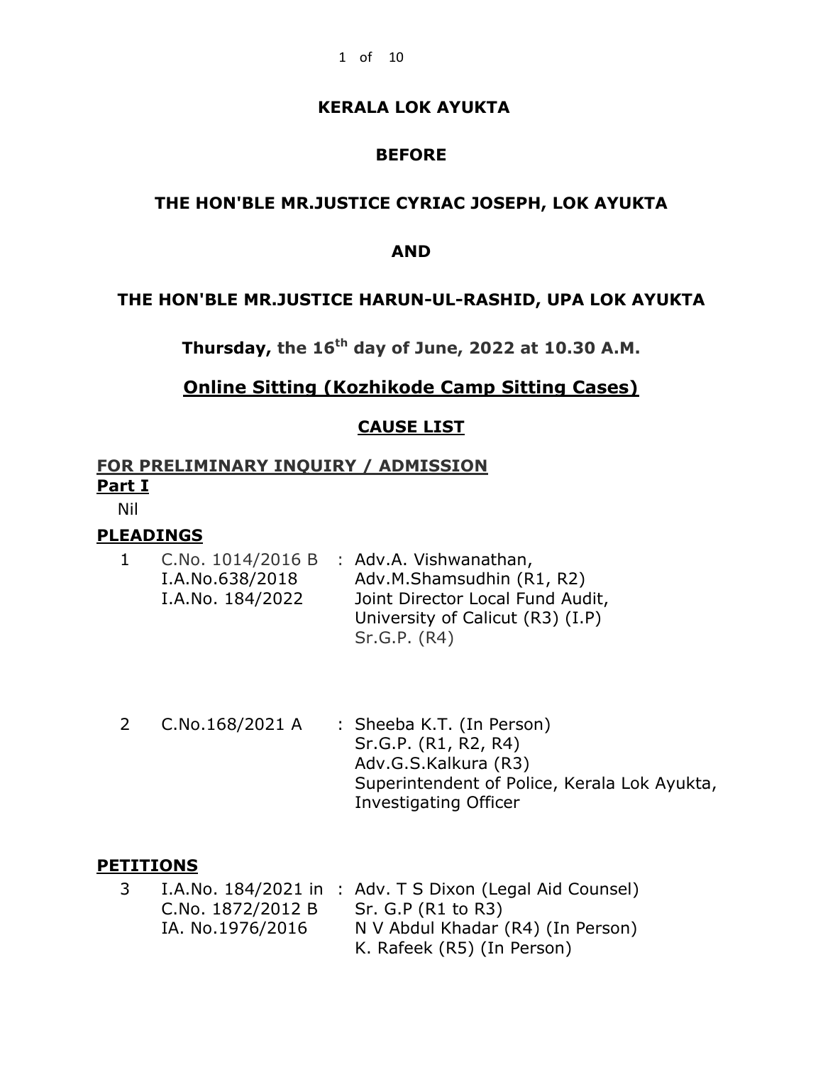**KERALA LOK AYUKTA**

**BEFORE**

**THE HON'BLE MR.JUSTICE CYRIAC JOSEPH, LOK AYUKTA**

**AND**

**THE HON'BLE MR.JUSTICE HARUN-UL-RASHID, UPA LOK AYUKTA**

**Thursday, the 16th day of June, 2022 at 10.30 A.M.**

**Online Sitting (Kozhikode Camp Sitting Cases)**

**CAUSE LIST**

**FOR PRELIMINARY INQUIRY / ADMISSION**

**Part I**

Nil

**PLEADINGS**

| | | | |
|---|---|---|---|
| 1 | C.No. 1014/2016 B<br>I.A.No.638/2018<br>I.A.No. 184/2022 | : | Adv.A. Vishwanathan,<br>Adv.M.Shamsudhin (R1, R2)<br>Joint Director Local Fund Audit, University of Calicut (R3) (I.P)<br>Sr.G.P. (R4) |
| 2 | C.No.168/2021 A | : | Sheeba K.T. (In Person)<br>Sr.G.P. (R1, R2, R4)<br>Adv.G.S.Kalkura (R3)<br>Superintendent of Police, Kerala Lok Ayukta, Investigating Officer |

**PETITIONS**

| | | | |
|---|---|---|---|
| 3 | I.A.No. 184/2021 in<br>C.No. 1872/2012 B<br>IA. No.1976/2016 | : | Adv. T S Dixon (Legal Aid Counsel)<br>Sr. G.P (R1 to R3)<br>N V Abdul Khadar (R4) (In Person)<br>K. Rafeek (R5) (In Person) |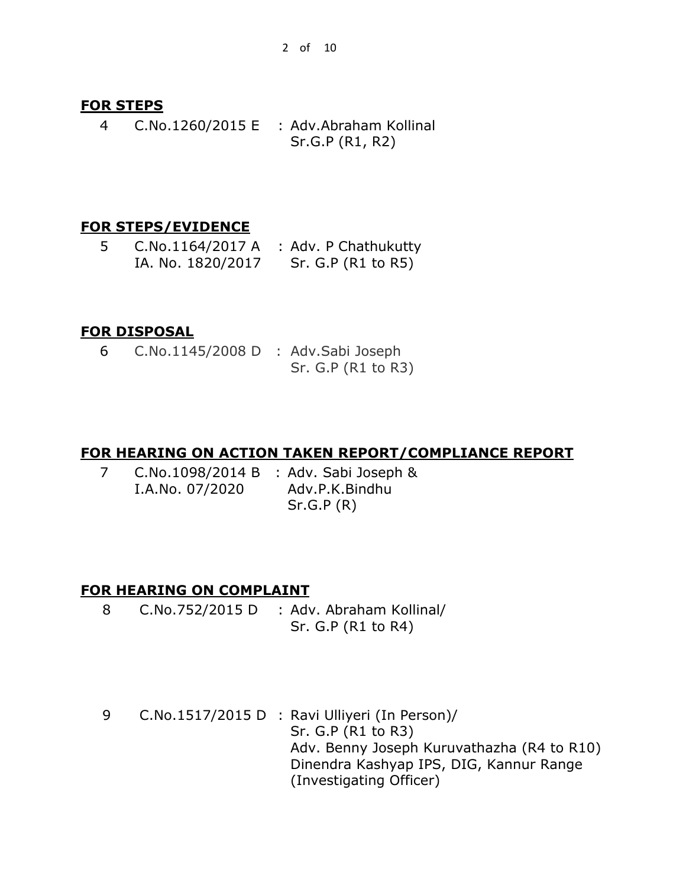## FOR STEPS

| | | |
|---|---|---|
| 4 | C.No.1260/2015 E | : Adv.Abraham Kollinal<br>Sr.G.P (R1, R2) |

## FOR STEPS/EVIDENCE

| | | |
|---|---|---|
| 5 | C.No.1164/2017 A<br>IA. No. 1820/2017 | : Adv. P Chathukutty<br>Sr. G.P (R1 to R5) |

## FOR DISPOSAL

| | | |
|---|---|---|
| 6 | C.No.1145/2008 D | : Adv.Sabi Joseph<br>Sr. G.P (R1 to R3) |

## FOR HEARING ON ACTION TAKEN REPORT/COMPLIANCE REPORT

| | | |
|---|---|---|
| 7 | C.No.1098/2014 B<br>I.A.No. 07/2020 | : Adv. Sabi Joseph &<br>Adv.P.K.Bindhu<br>Sr.G.P (R) |

## FOR HEARING ON COMPLAINT

| | | |
|---|---|---|
| 8 | C.No.752/2015 D | : Adv. Abraham Kollinal/<br>Sr. G.P (R1 to R4) |
| 9 | C.No.1517/2015 D | : Ravi Ulliyeri (In Person)/<br>Sr. G.P (R1 to R3)<br>Adv. Benny Joseph Kuruvathazha (R4 to R10)<br>Dinendra Kashyap IPS, DIG, Kannur Range<br>(Investigating Officer) |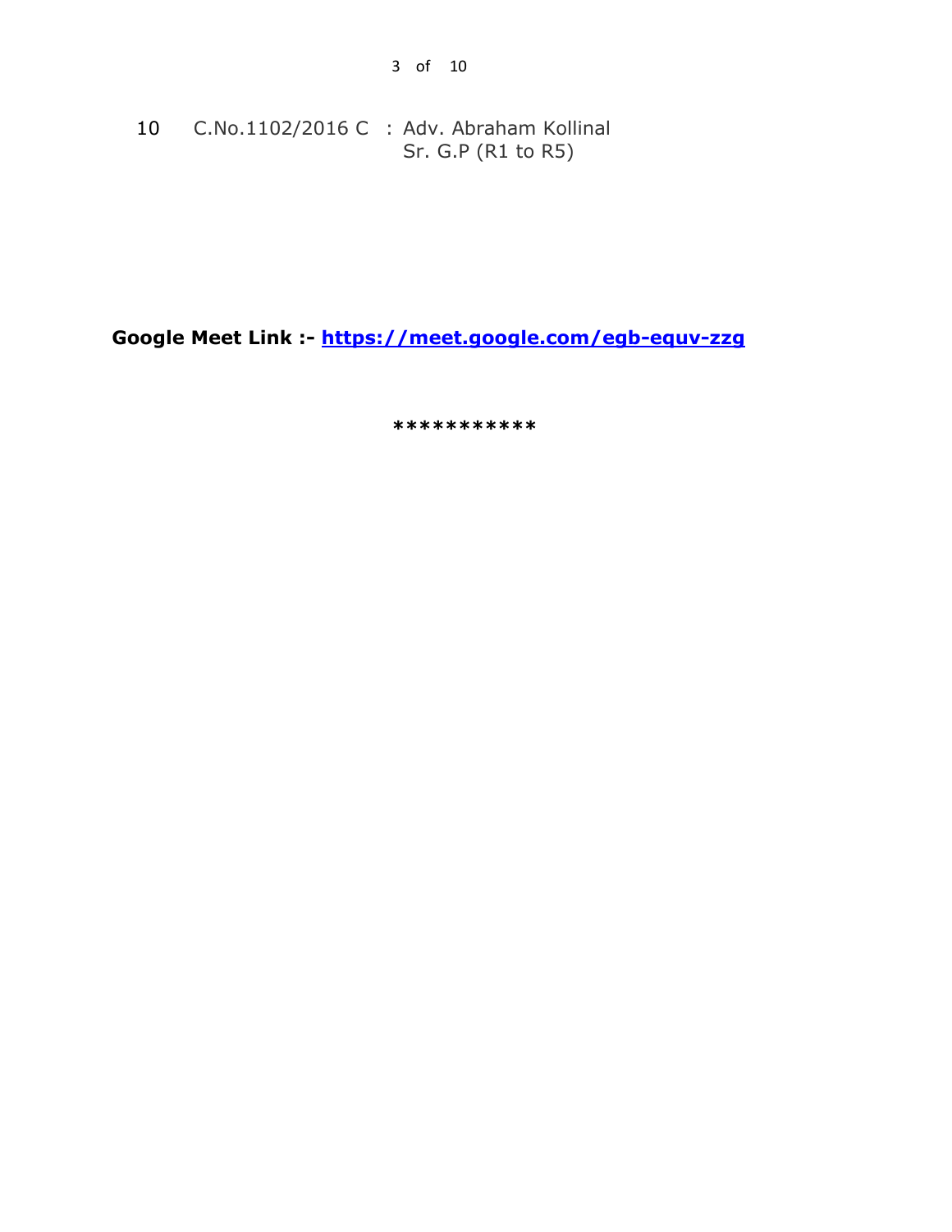| | | |
|---|---|---|
| 10 | C.No.1102/2016 C | : Adv. Abraham Kollinal<br>Sr. G.P (R1 to R5) |

**Google Meet Link :- [https://meet.google.com/egb-equv-zzg](https://meet.google.com/egb-equv-zzg)**

***********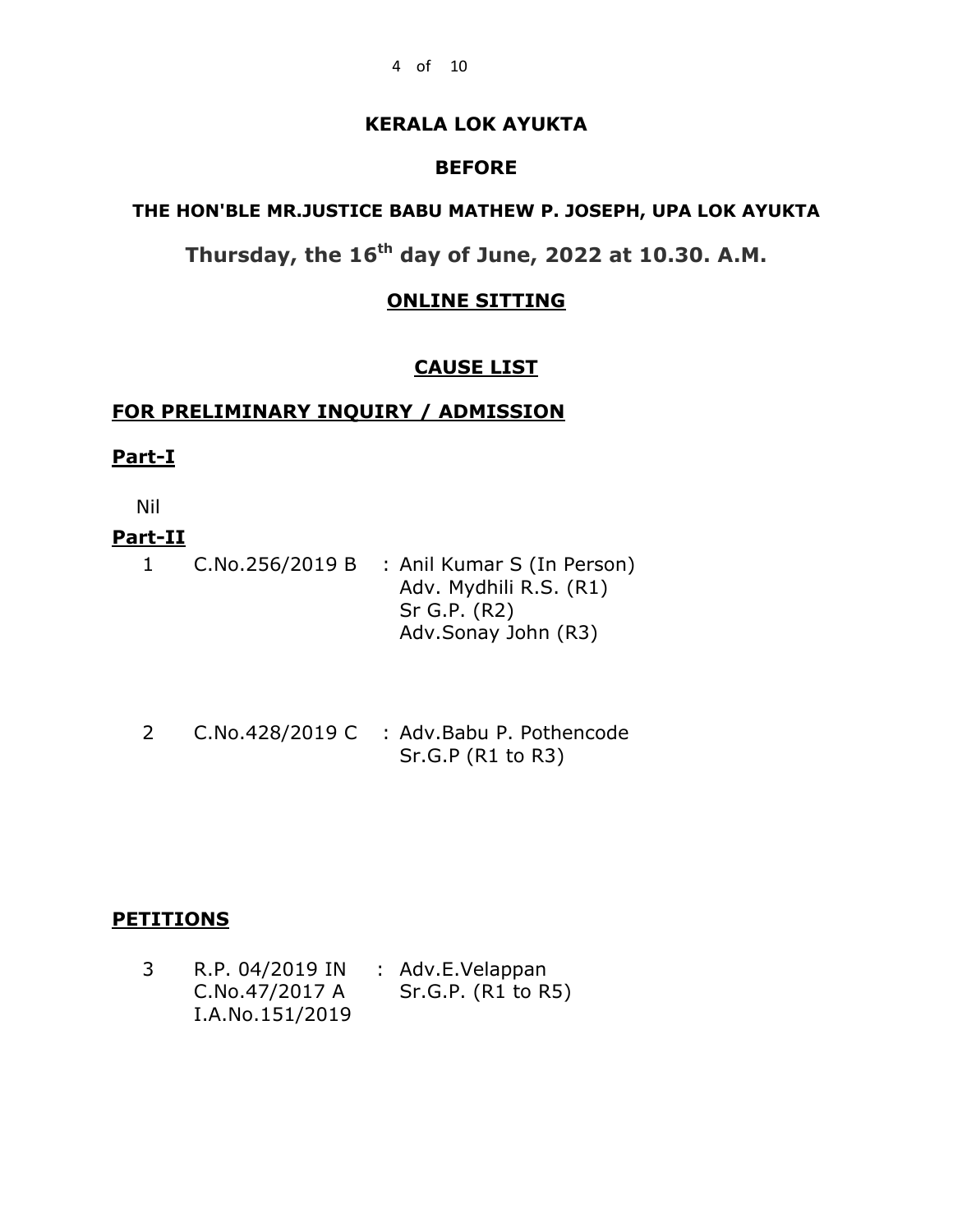## KERALA LOK AYUKTA

## BEFORE

### THE HON'BLE MR.JUSTICE BABU MATHEW P. JOSEPH, UPA LOK AYUKTA

## Thursday, the 16th day of June, 2022 at 10.30. A.M.

## ONLINE SITTING

## CAUSE LIST

### FOR PRELIMINARY INQUIRY / ADMISSION

**Part-I**

Nil

**Part-II**

| | | |
|---|---|---|
| 1 | C.No.256/2019 B | : Anil Kumar S (In Person)<br>Adv. Mydhili R.S. (R1)<br>Sr G.P. (R2)<br>Adv.Sonay John (R3) |
| 2 | C.No.428/2019 C | : Adv.Babu P. Pothencode<br>Sr.G.P (R1 to R3) |

### PETITIONS

| | | |
|---|---|---|
| 3 | R.P. 04/2019 IN<br>C.No.47/2017 A<br>I.A.No.151/2019 | : Adv.E.Velappan<br>Sr.G.P. (R1 to R5) |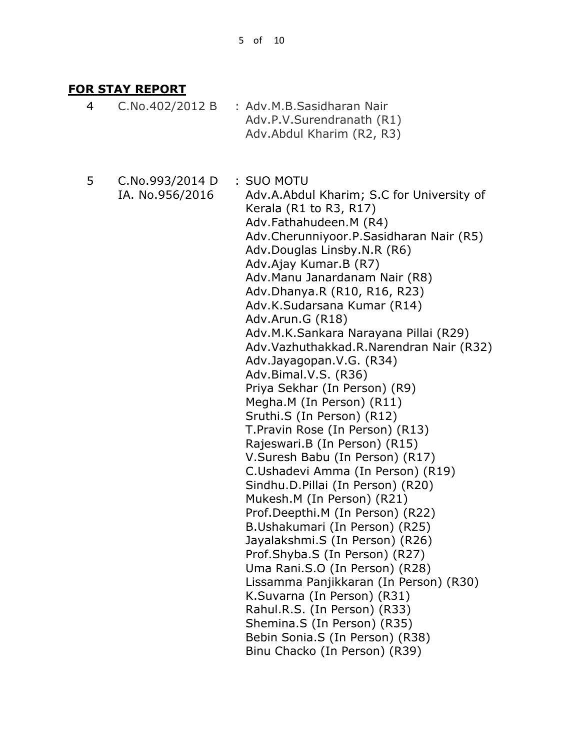**FOR STAY REPORT**

| | | |
|---|---|---|
| 4 | C.No.402/2012 B | : Adv.M.B.Sasidharan Nair<br>Adv.P.V.Surendranath (R1)<br>Adv.Abdul Kharim (R2, R3) |
| 5 | C.No.993/2014 D<br>IA. No.956/2016 | : SUO MOTU<br>Adv.A.Abdul Kharim; S.C for University of Kerala (R1 to R3, R17)<br>Adv.Fathahudeen.M (R4)<br>Adv.Cherunniyoor.P.Sasidharan Nair (R5)<br>Adv.Douglas Linsby.N.R (R6)<br>Adv.Ajay Kumar.B (R7)<br>Adv.Manu Janardanam Nair (R8)<br>Adv.Dhanya.R (R10, R16, R23)<br>Adv.K.Sudarsana Kumar (R14)<br>Adv.Arun.G (R18)<br>Adv.M.K.Sankara Narayana Pillai (R29)<br>Adv.Vazhuthakkad.R.Narendran Nair (R32)<br>Adv.Jayagopan.V.G. (R34)<br>Adv.Bimal.V.S. (R36)<br>Priya Sekhar (In Person) (R9)<br>Megha.M (In Person) (R11)<br>Sruthi.S (In Person) (R12)<br>T.Pravin Rose (In Person) (R13)<br>Rajeswari.B (In Person) (R15)<br>V.Suresh Babu (In Person) (R17)<br>C.Ushadevi Amma (In Person) (R19)<br>Sindhu.D.Pillai (In Person) (R20)<br>Mukesh.M (In Person) (R21)<br>Prof.Deepthi.M (In Person) (R22)<br>B.Ushakumari (In Person) (R25)<br>Jayalakshmi.S (In Person) (R26)<br>Prof.Shyba.S (In Person) (R27)<br>Uma Rani.S.O (In Person) (R28)<br>Lissamma Panjikkaran (In Person) (R30)<br>K.Suvarna (In Person) (R31)<br>Rahul.R.S. (In Person) (R33)<br>Shemina.S (In Person) (R35)<br>Bebin Sonia.S (In Person) (R38)<br>Binu Chacko (In Person) (R39) |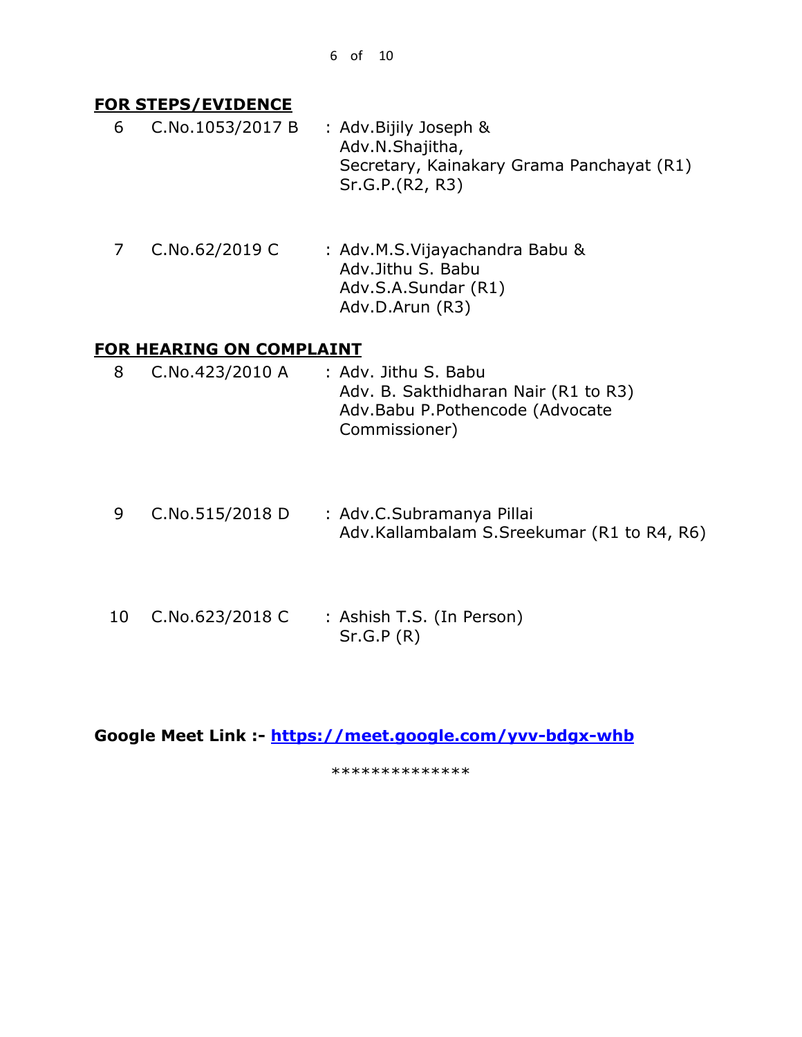## FOR STEPS/EVIDENCE

| | | |
|---|---|---|
| 6 | C.No.1053/2017 B | : Adv.Bijily Joseph & Adv.N.Shajitha, Secretary, Kainakary Grama Panchayat (R1) Sr.G.P.(R2, R3) |
| 7 | C.No.62/2019 C | : Adv.M.S.Vijayachandra Babu & Adv.Jithu S. Babu Adv.S.A.Sundar (R1) Adv.D.Arun (R3) |

## FOR HEARING ON COMPLAINT

| | | |
|---|---|---|
| 8 | C.No.423/2010 A | : Adv. Jithu S. Babu Adv. B. Sakthidharan Nair (R1 to R3) Adv.Babu P.Pothencode (Advocate Commissioner) |
| 9 | C.No.515/2018 D | : Adv.C.Subramanya Pillai Adv.Kallambalam S.Sreekumar (R1 to R4, R6) |
| 10 | C.No.623/2018 C | : Ashish T.S. (In Person) Sr.G.P (R) |

**Google Meet Link :- [https://meet.google.com/yvv-bdgx-whb](https://meet.google.com/yvv-bdgx-whb)**

**************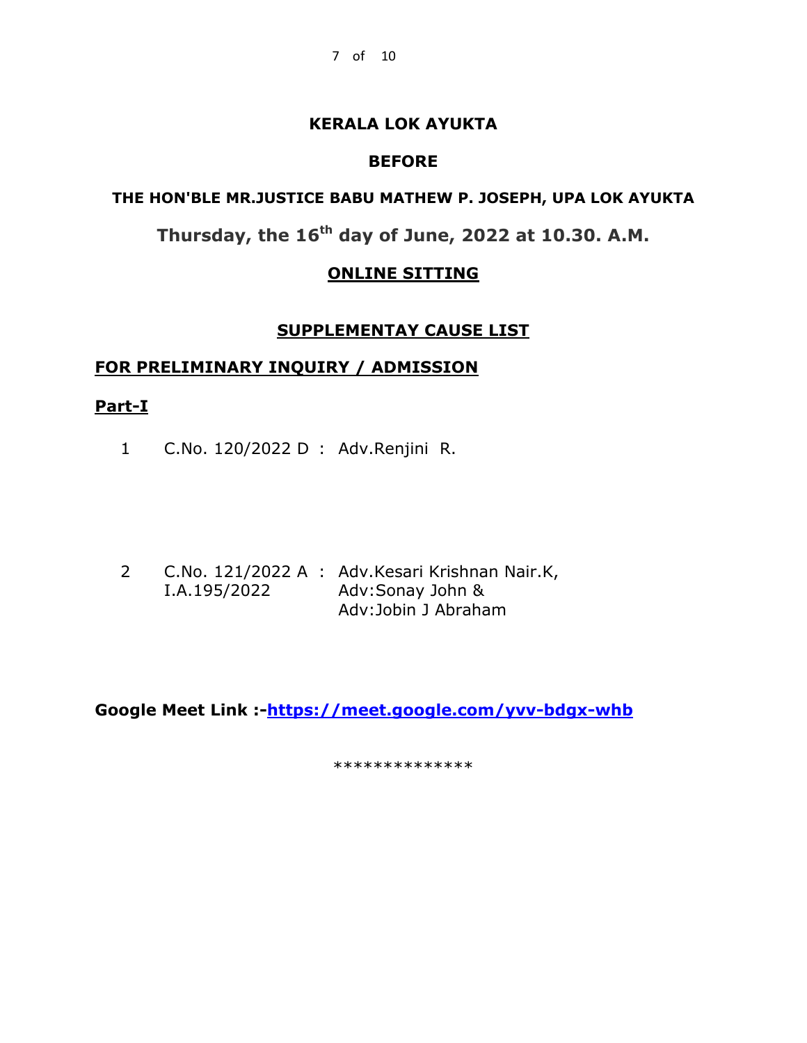# KERALA LOK AYUKTA

## BEFORE

### THE HON'BLE MR.JUSTICE BABU MATHEW P. JOSEPH, UPA LOK AYUKTA

**Thursday, the 16th day of June, 2022 at 10.30. A.M.**

**ONLINE SITTING**

**SUPPLEMENTAY CAUSE LIST**

**FOR PRELIMINARY INQUIRY / ADMISSION**

**Part-I**

| | | | |
|---|---|---|---|
| 1 | C.No. 120/2022 D | : | Adv.Renjini R. |
| 2 | C.No. 121/2022 A<br>I.A.195/2022 | : | Adv.Kesari Krishnan Nair.K,<br>Adv:Sonay John &<br>Adv:Jobin J Abraham |

**Google Meet Link :-https://meet.google.com/yvv-bdgx-whb**

**************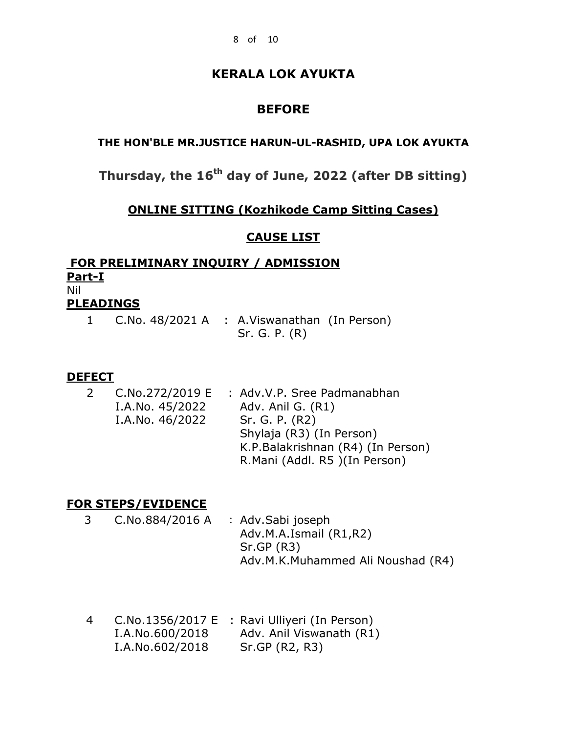# KERALA LOK AYUKTA

## BEFORE

### THE HON'BLE MR.JUSTICE HARUN-UL-RASHID, UPA LOK AYUKTA

## Thursday, the 16th day of June, 2022 (after DB sitting)

### ONLINE SITTING (Kozhikode Camp Sitting Cases)

### CAUSE LIST

**FOR PRELIMINARY INQUIRY / ADMISSION**

**Part-I**

Nil

**PLEADINGS**

| | | |
|---|---|---|
| 1 | C.No. 48/2021 A | : A.Viswanathan (In Person)<br>Sr. G. P. (R) |

**DEFECT**

| | | |
|---|---|---|
| 2 | C.No.272/2019 E<br>I.A.No. 45/2022<br>I.A.No. 46/2022 | : Adv.V.P. Sree Padmanabhan<br>Adv. Anil G. (R1)<br>Sr. G. P. (R2)<br>Shylaja (R3) (In Person)<br>K.P.Balakrishnan (R4) (In Person)<br>R.Mani (Addl. R5 )(In Person) |

**FOR STEPS/EVIDENCE**

| | | |
|---|---|---|
| 3 | C.No.884/2016 A | : Adv.Sabi joseph<br>Adv.M.A.Ismail (R1,R2)<br>Sr.GP (R3)<br>Adv.M.K.Muhammed Ali Noushad (R4) |
| 4 | C.No.1356/2017 E<br>I.A.No.600/2018<br>I.A.No.602/2018 | : Ravi Ulliyeri (In Person)<br>Adv. Anil Viswanath (R1)<br>Sr.GP (R2, R3) |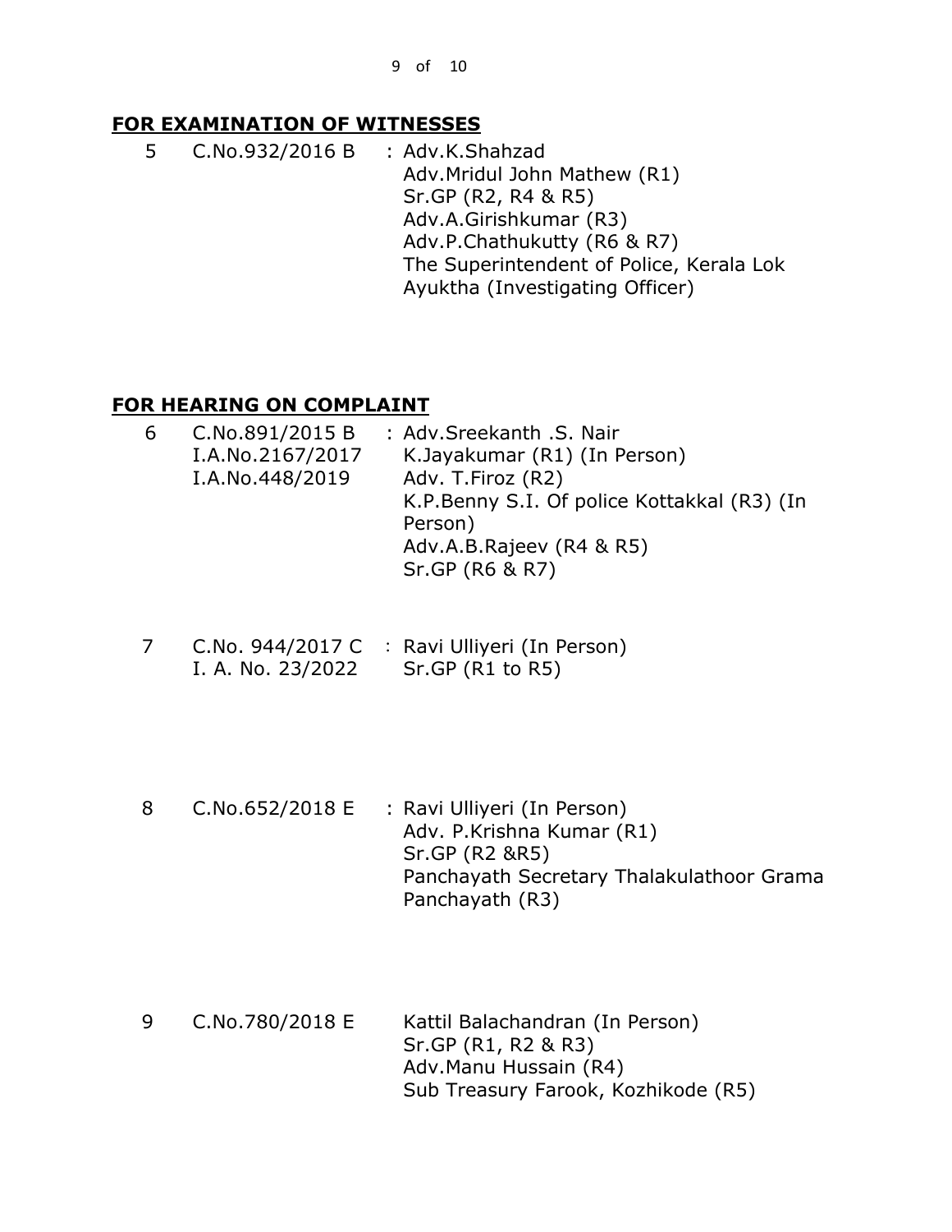## FOR EXAMINATION OF WITNESSES

| | | |
|---|---|---|
| 5 | C.No.932/2016 B | : Adv.K.Shahzad<br>Adv.Mridul John Mathew (R1)<br>Sr.GP (R2, R4 & R5)<br>Adv.A.Girishkumar (R3)<br>Adv.P.Chathukutty (R6 & R7)<br>The Superintendent of Police, Kerala Lok Ayuktha (Investigating Officer) |

## FOR HEARING ON COMPLAINT

| | | |
|---|---|---|
| 6 | C.No.891/2015 B<br>I.A.No.2167/2017<br>I.A.No.448/2019 | : Adv.Sreekanth .S. Nair<br>K.Jayakumar (R1) (In Person)<br>Adv. T.Firoz (R2)<br>K.P.Benny S.I. Of police Kottakkal (R3) (In Person)<br>Adv.A.B.Rajeev (R4 & R5)<br>Sr.GP (R6 & R7) |
| 7 | C.No. 944/2017 C<br>I. A. No. 23/2022 | : Ravi Ulliyeri (In Person)<br>Sr.GP (R1 to R5) |
| 8 | C.No.652/2018 E | : Ravi Ulliyeri (In Person)<br>Adv. P.Krishna Kumar (R1)<br>Sr.GP (R2 &R5)<br>Panchayath Secretary Thalakulathoor Grama Panchayath (R3) |
| 9 | C.No.780/2018 E | Kattil Balachandran (In Person)<br>Sr.GP (R1, R2 & R3)<br>Adv.Manu Hussain (R4)<br>Sub Treasury Farook, Kozhikode (R5) |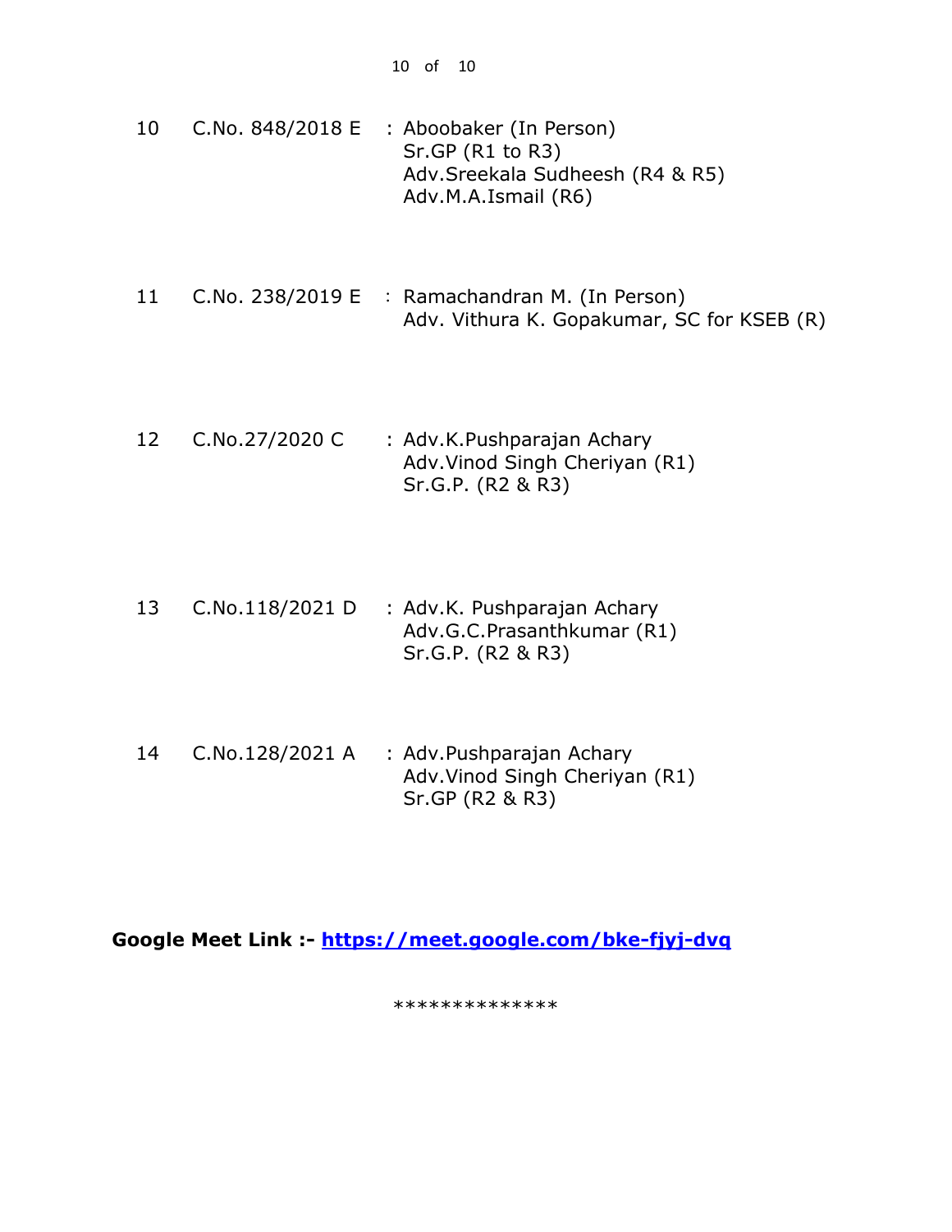| | | |
|---|---|---|
| 10 | C.No. 848/2018 E | : Aboobaker (In Person)<br>Sr.GP (R1 to R3)<br>Adv.Sreekala Sudheesh (R4 & R5)<br>Adv.M.A.Ismail (R6) |
| 11 | C.No. 238/2019 E | : Ramachandran M. (In Person)<br>Adv. Vithura K. Gopakumar, SC for KSEB (R) |
| 12 | C.No.27/2020 C | : Adv.K.Pushparajan Achary<br>Adv.Vinod Singh Cheriyan (R1)<br>Sr.G.P. (R2 & R3) |
| 13 | C.No.118/2021 D | : Adv.K. Pushparajan Achary<br>Adv.G.C.Prasanthkumar (R1)<br>Sr.G.P. (R2 & R3) |
| 14 | C.No.128/2021 A | : Adv.Pushparajan Achary<br>Adv.Vinod Singh Cheriyan (R1)<br>Sr.GP (R2 & R3) |

**Google Meet Link :- https://meet.google.com/bke-fjyj-dvq**

**************